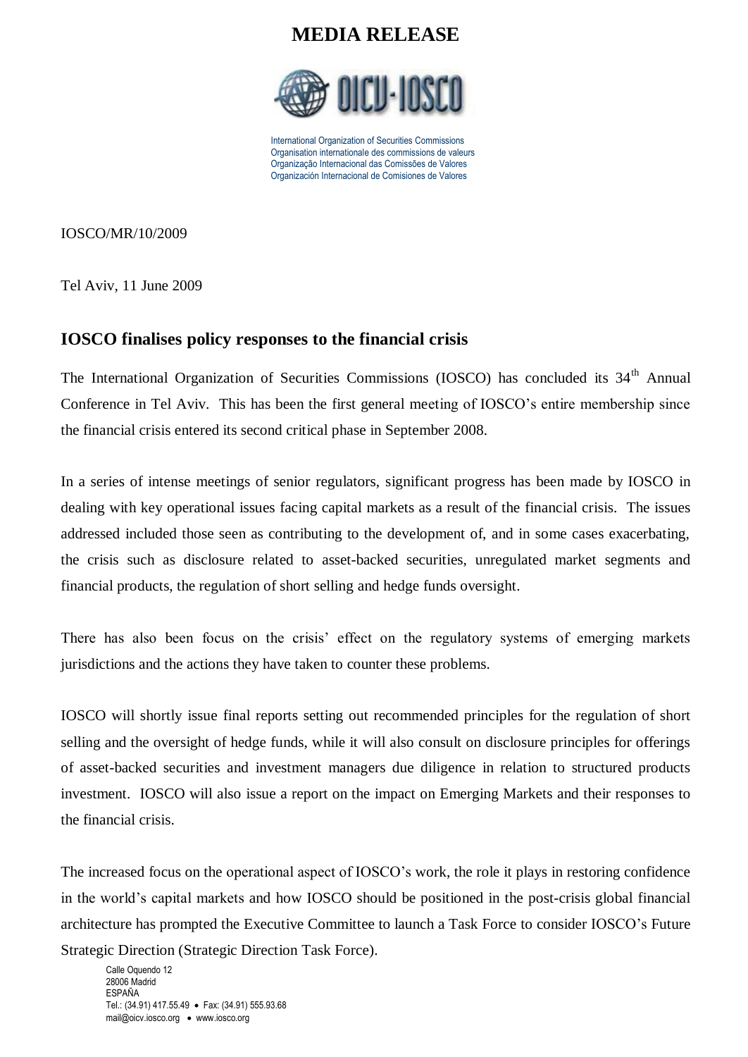# MEDIA RELEASE

International Organization of Securities Commissions
Organisation internationale des commissions de valeurs
Organização Internacional das Comissões de Valores
Organización Internacional de Comisiones de Valores

IOSCO/MR/10/2009

Tel Aviv, 11 June 2009

## IOSCO finalises policy responses to the financial crisis

The International Organization of Securities Commissions (IOSCO) has concluded its 34th Annual Conference in Tel Aviv. This has been the first general meeting of IOSCO's entire membership since the financial crisis entered its second critical phase in September 2008.

In a series of intense meetings of senior regulators, significant progress has been made by IOSCO in dealing with key operational issues facing capital markets as a result of the financial crisis. The issues addressed included those seen as contributing to the development of, and in some cases exacerbating, the crisis such as disclosure related to asset-backed securities, unregulated market segments and financial products, the regulation of short selling and hedge funds oversight.

There has also been focus on the crisis' effect on the regulatory systems of emerging markets jurisdictions and the actions they have taken to counter these problems.

IOSCO will shortly issue final reports setting out recommended principles for the regulation of short selling and the oversight of hedge funds, while it will also consult on disclosure principles for offerings of asset-backed securities and investment managers due diligence in relation to structured products investment. IOSCO will also issue a report on the impact on Emerging Markets and their responses to the financial crisis.

The increased focus on the operational aspect of IOSCO's work, the role it plays in restoring confidence in the world's capital markets and how IOSCO should be positioned in the post-crisis global financial architecture has prompted the Executive Committee to launch a Task Force to consider IOSCO's Future Strategic Direction (Strategic Direction Task Force).

Calle Oquendo 12
28006 Madrid
ESPAÑA
Tel.: (34.91) 417.55.49 • Fax: (34.91) 555.93.68
mail@oicv.iosco.org • www.iosco.org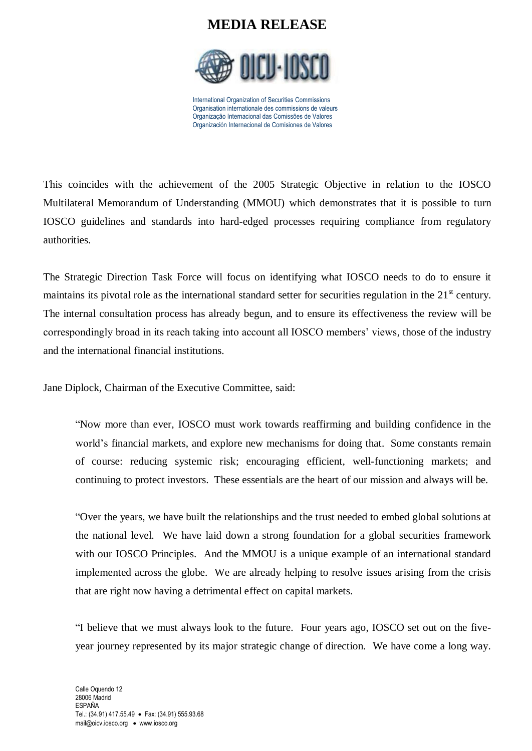# MEDIA RELEASE

International Organization of Securities Commissions
Organisation internationale des commissions de valeurs
Organização Internacional das Comissões de Valores
Organización Internacional de Comisiones de Valores

This coincides with the achievement of the 2005 Strategic Objective in relation to the IOSCO Multilateral Memorandum of Understanding (MMOU) which demonstrates that it is possible to turn IOSCO guidelines and standards into hard-edged processes requiring compliance from regulatory authorities.

The Strategic Direction Task Force will focus on identifying what IOSCO needs to do to ensure it maintains its pivotal role as the international standard setter for securities regulation in the 21st century. The internal consultation process has already begun, and to ensure its effectiveness the review will be correspondingly broad in its reach taking into account all IOSCO members' views, those of the industry and the international financial institutions.

Jane Diplock, Chairman of the Executive Committee, said:

> "Now more than ever, IOSCO must work towards reaffirming and building confidence in the world's financial markets, and explore new mechanisms for doing that. Some constants remain of course: reducing systemic risk; encouraging efficient, well-functioning markets; and continuing to protect investors. These essentials are the heart of our mission and always will be.
>
> "Over the years, we have built the relationships and the trust needed to embed global solutions at the national level. We have laid down a strong foundation for a global securities framework with our IOSCO Principles. And the MMOU is a unique example of an international standard implemented across the globe. We are already helping to resolve issues arising from the crisis that are right now having a detrimental effect on capital markets.
>
> "I believe that we must always look to the future. Four years ago, IOSCO set out on the five-year journey represented by its major strategic change of direction. We have come a long way.

Calle Oquendo 12
28006 Madrid
ESPAÑA
Tel.: (34.91) 417.55.49 • Fax: (34.91) 555.93.68
mail@oicv.iosco.org • www.iosco.org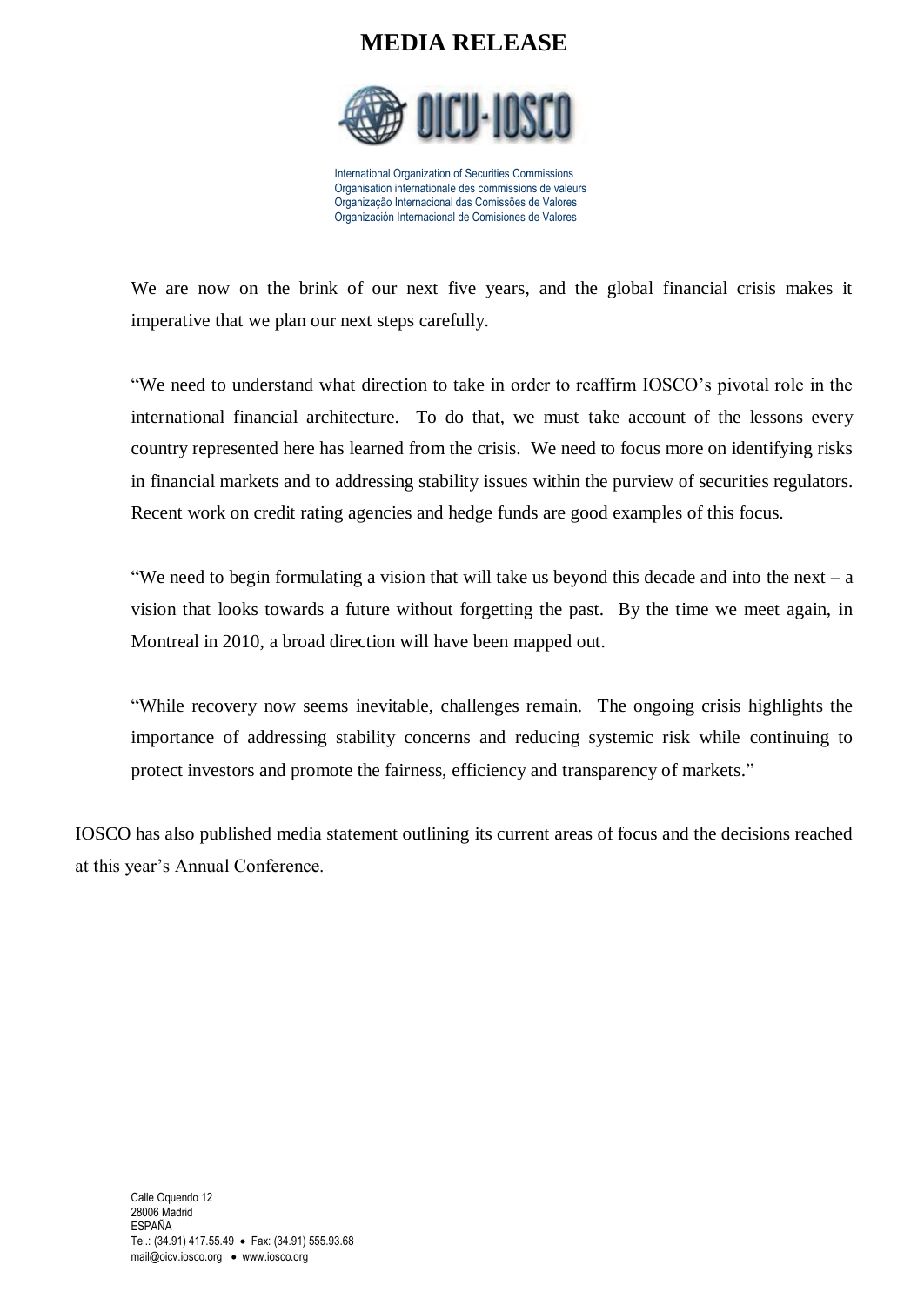# MEDIA RELEASE

International Organization of Securities Commissions
Organisation internationale des commissions de valeurs
Organização Internacional das Comissões de Valores
Organización Internacional de Comisiones de Valores

> We are now on the brink of our next five years, and the global financial crisis makes it imperative that we plan our next steps carefully.
>
> "We need to understand what direction to take in order to reaffirm IOSCO's pivotal role in the international financial architecture. To do that, we must take account of the lessons every country represented here has learned from the crisis. We need to focus more on identifying risks in financial markets and to addressing stability issues within the purview of securities regulators. Recent work on credit rating agencies and hedge funds are good examples of this focus.
>
> "We need to begin formulating a vision that will take us beyond this decade and into the next – a vision that looks towards a future without forgetting the past. By the time we meet again, in Montreal in 2010, a broad direction will have been mapped out.
>
> "While recovery now seems inevitable, challenges remain. The ongoing crisis highlights the importance of addressing stability concerns and reducing systemic risk while continuing to protect investors and promote the fairness, efficiency and transparency of markets."

IOSCO has also published media statement outlining its current areas of focus and the decisions reached at this year's Annual Conference.

Calle Oquendo 12
28006 Madrid
ESPAÑA
Tel.: (34.91) 417.55.49 • Fax: (34.91) 555.93.68
mail@oicv.iosco.org • www.iosco.org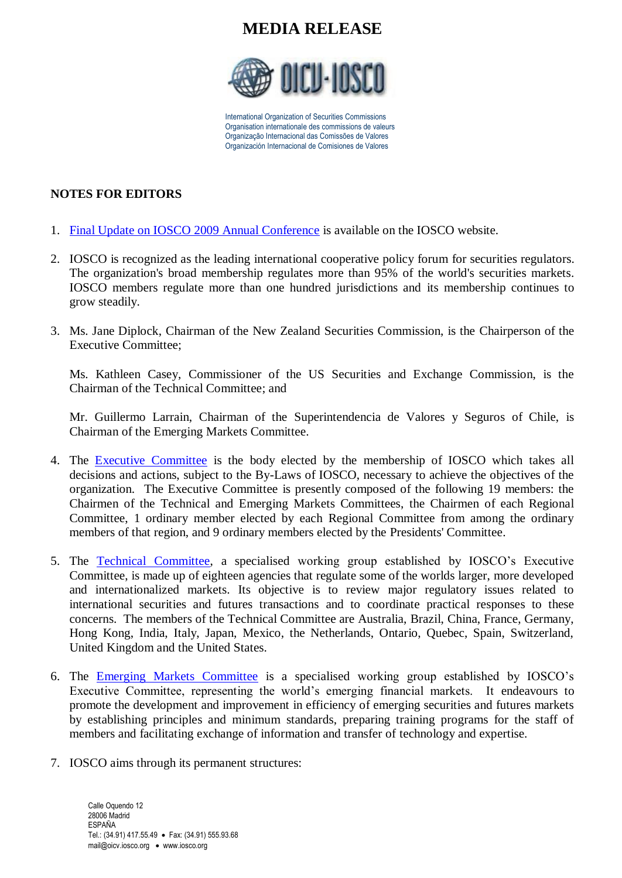# MEDIA RELEASE

International Organization of Securities Commissions
Organisation internationale des commissions de valeurs
Organização Internacional das Comissões de Valores
Organización Internacional de Comisiones de Valores

## NOTES FOR EDITORS

1. Final Update on IOSCO 2009 Annual Conference is available on the IOSCO website.

2. IOSCO is recognized as the leading international cooperative policy forum for securities regulators. The organization's broad membership regulates more than 95% of the world's securities markets. IOSCO members regulate more than one hundred jurisdictions and its membership continues to grow steadily.

3. Ms. Jane Diplock, Chairman of the New Zealand Securities Commission, is the Chairperson of the Executive Committee;

   Ms. Kathleen Casey, Commissioner of the US Securities and Exchange Commission, is the Chairman of the Technical Committee; and

   Mr. Guillermo Larrain, Chairman of the Superintendencia de Valores y Seguros of Chile, is Chairman of the Emerging Markets Committee.

4. The Executive Committee is the body elected by the membership of IOSCO which takes all decisions and actions, subject to the By-Laws of IOSCO, necessary to achieve the objectives of the organization. The Executive Committee is presently composed of the following 19 members: the Chairmen of the Technical and Emerging Markets Committees, the Chairmen of each Regional Committee, 1 ordinary member elected by each Regional Committee from among the ordinary members of that region, and 9 ordinary members elected by the Presidents' Committee.

5. The Technical Committee, a specialised working group established by IOSCO's Executive Committee, is made up of eighteen agencies that regulate some of the worlds larger, more developed and internationalized markets. Its objective is to review major regulatory issues related to international securities and futures transactions and to coordinate practical responses to these concerns. The members of the Technical Committee are Australia, Brazil, China, France, Germany, Hong Kong, India, Italy, Japan, Mexico, the Netherlands, Ontario, Quebec, Spain, Switzerland, United Kingdom and the United States.

6. The Emerging Markets Committee is a specialised working group established by IOSCO's Executive Committee, representing the world's emerging financial markets. It endeavours to promote the development and improvement in efficiency of emerging securities and futures markets by establishing principles and minimum standards, preparing training programs for the staff of members and facilitating exchange of information and transfer of technology and expertise.

7. IOSCO aims through its permanent structures:

Calle Oquendo 12
28006 Madrid
ESPAÑA
Tel.: (34.91) 417.55.49 • Fax: (34.91) 555.93.68
mail@oicv.iosco.org • www.iosco.org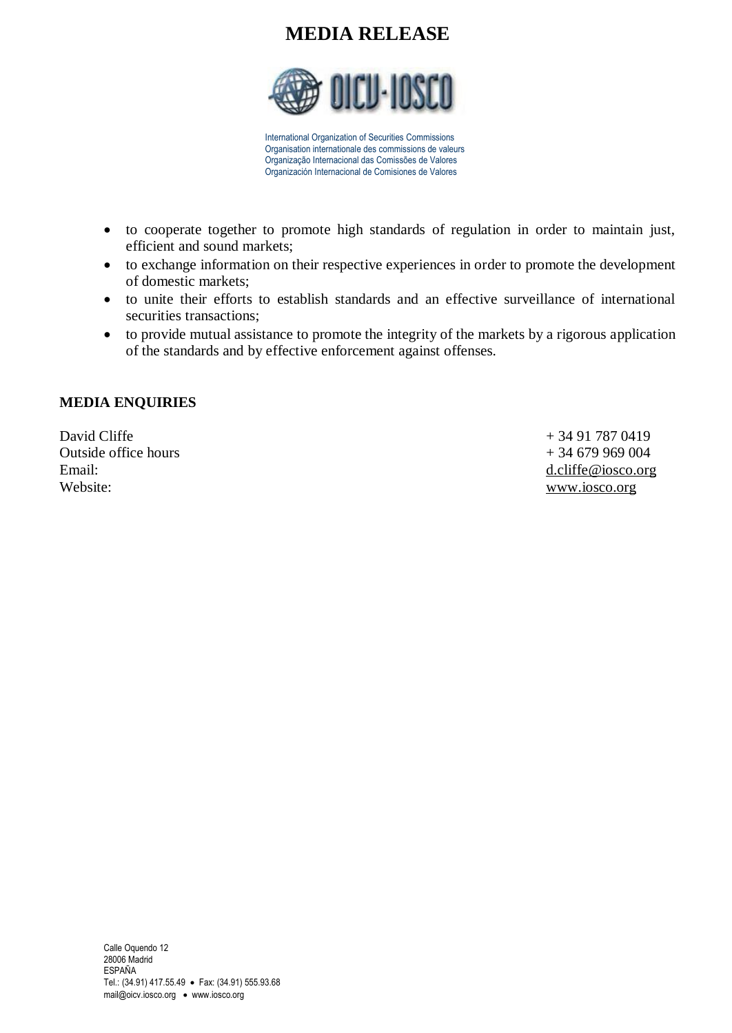# MEDIA RELEASE

International Organization of Securities Commissions
Organisation internationale des commissions de valeurs
Organização Internacional das Comissões de Valores
Organización Internacional de Comisiones de Valores

- to cooperate together to promote high standards of regulation in order to maintain just, efficient and sound markets;
- to exchange information on their respective experiences in order to promote the development of domestic markets;
- to unite their efforts to establish standards and an effective surveillance of international securities transactions;
- to provide mutual assistance to promote the integrity of the markets by a rigorous application of the standards and by effective enforcement against offenses.

**MEDIA ENQUIRIES**

| | |
|---|---|
| David Cliffe | + 34 91 787 0419 |
| Outside office hours | + 34 679 969 004 |
| Email: | d.cliffe@iosco.org |
| Website: | www.iosco.org |

Calle Oquendo 12
28006 Madrid
ESPAÑA
Tel.: (34.91) 417.55.49 • Fax: (34.91) 555.93.68
mail@oicv.iosco.org • www.iosco.org